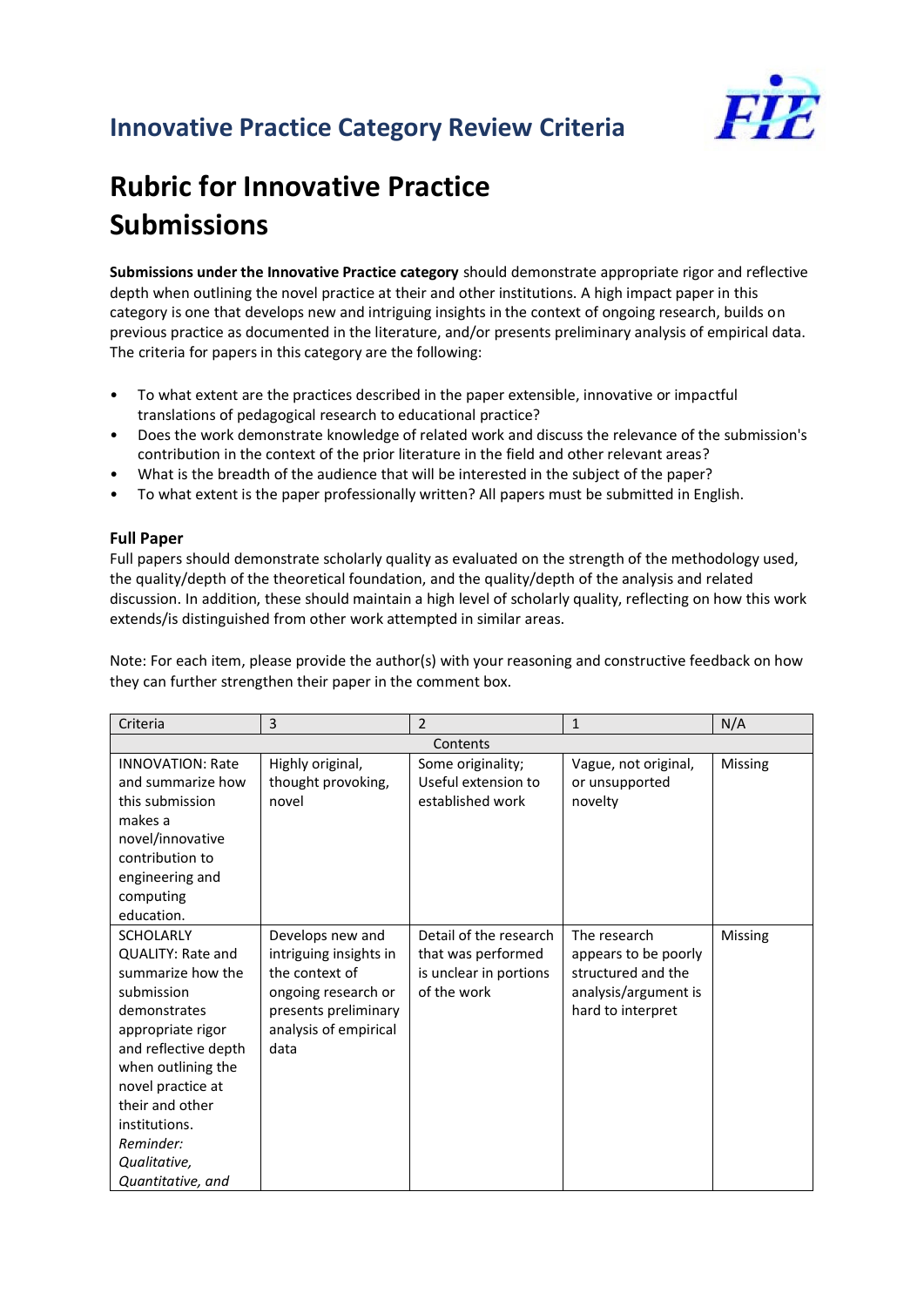## Innovative Practice Category Review Criteria

# Rubric for Innovative Practice Submissions

**Submissions under the Innovative Practice category** should demonstrate appropriate rigor and reflective depth when outlining the novel practice at their and other institutions. A high impact paper in this category is one that develops new and intriguing insights in the context of ongoing research, builds on previous practice as documented in the literature, and/or presents preliminary analysis of empirical data. The criteria for papers in this category are the following:

- To what extent are the practices described in the paper extensible, innovative or impactful translations of pedagogical research to educational practice?
- Does the work demonstrate knowledge of related work and discuss the relevance of the submission's contribution in the context of the prior literature in the field and other relevant areas?
- What is the breadth of the audience that will be interested in the subject of the paper?
- To what extent is the paper professionally written? All papers must be submitted in English.

### Full Paper

Full papers should demonstrate scholarly quality as evaluated on the strength of the methodology used, the quality/depth of the theoretical foundation, and the quality/depth of the analysis and related discussion. In addition, these should maintain a high level of scholarly quality, reflecting on how this work extends/is distinguished from other work attempted in similar areas.

Note: For each item, please provide the author(s) with your reasoning and constructive feedback on how they can further strengthen their paper in the comment box.

| Criteria | 3 | 2 | 1 | N/A |
|---|---|---|---|---|
| Contents | | | | |
| INNOVATION: Rate and summarize how this submission makes a novel/innovative contribution to engineering and computing education. | Highly original, thought provoking, novel | Some originality; Useful extension to established work | Vague, not original, or unsupported novelty | Missing |
| SCHOLARLY QUALITY: Rate and summarize how the submission demonstrates appropriate rigor and reflective depth when outlining the novel practice at their and other institutions. *Reminder: Qualitative, Quantitative, and* | Develops new and intriguing insights in the context of ongoing research or presents preliminary analysis of empirical data | Detail of the research that was performed is unclear in portions of the work | The research appears to be poorly structured and the analysis/argument is hard to interpret | Missing |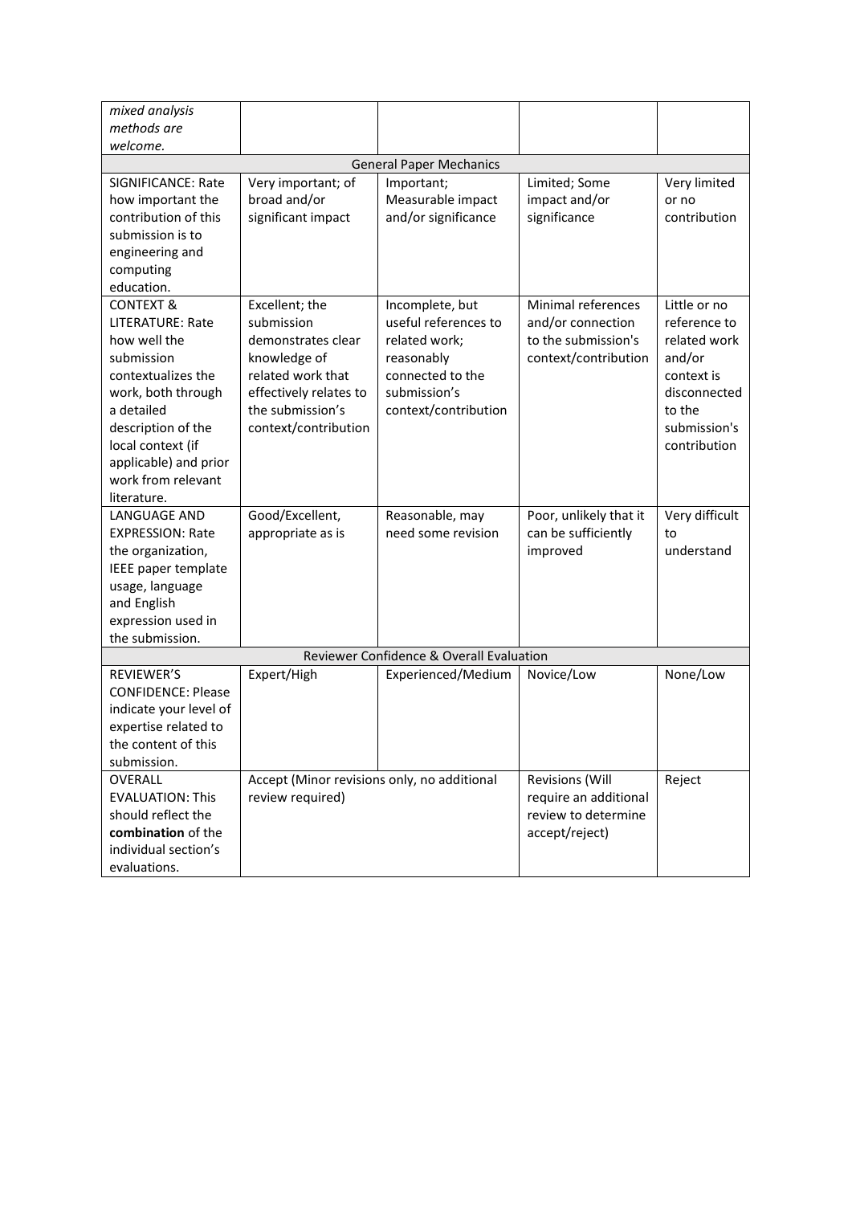| | | | | |
|---|---|---|---|---|
| *mixed analysis methods are welcome.* | | | | |
| General Paper Mechanics | | | | |
| SIGNIFICANCE: Rate how important the contribution of this submission is to engineering and computing education. | Very important; of broad and/or significant impact | Important; Measurable impact and/or significance | Limited; Some impact and/or significance | Very limited or no contribution |
| CONTEXT & LITERATURE: Rate how well the submission contextualizes the work, both through a detailed description of the local context (if applicable) and prior work from relevant literature. | Excellent; the submission demonstrates clear knowledge of related work that effectively relates to the submission's context/contribution | Incomplete, but useful references to related work; reasonably connected to the submission's context/contribution | Minimal references and/or connection to the submission's context/contribution | Little or no reference to related work and/or context is disconnected to the submission's contribution |
| LANGUAGE AND EXPRESSION: Rate the organization, IEEE paper template usage, language and English expression used in the submission. | Good/Excellent, appropriate as is | Reasonable, may need some revision | Poor, unlikely that it can be sufficiently improved | Very difficult to understand |
| Reviewer Confidence & Overall Evaluation | | | | |
| REVIEWER'S CONFIDENCE: Please indicate your level of expertise related to the content of this submission. | Expert/High | Experienced/Medium | Novice/Low | None/Low |
| OVERALL EVALUATION: This should reflect the **combination** of the individual section's evaluations. | Accept (Minor revisions only, no additional review required) | | Revisions (Will require an additional review to determine accept/reject) | Reject |